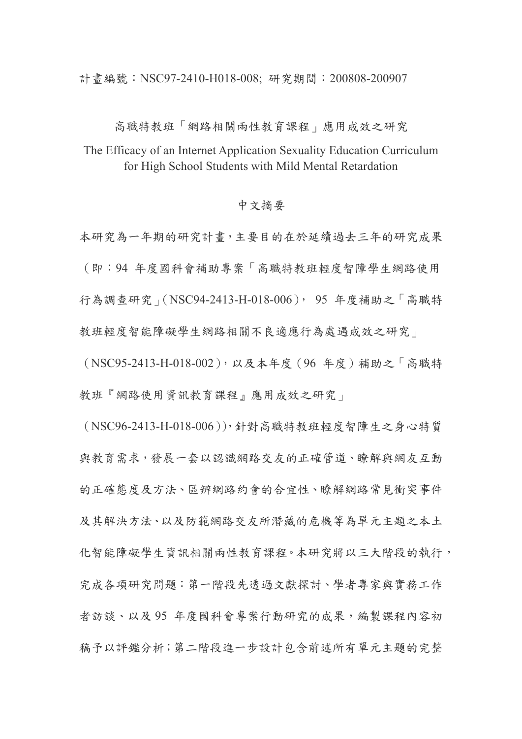計畫編號：NSC97-2410-H018-008; 研究期間：200808-200907

# 高職特教班「網路相關兩性教育課程」應用成效之研究

# The Efficacy of an Internet Application Sexuality Education Curriculum for High School Students with Mild Mental Retardation

## 中文摘要

本研究為一年期的研究計畫，主要目的在於延續過去三年的研究成果（即：94 年度國科會補助專案「高職特教班輕度智障學生網路使用行為調查研究」(NSC94-2413-H-018-006)， 95 年度補助之「高職特教班輕度智能障礙學生網路相關不良適應行為處遇成效之研究」（NSC95-2413-H-018-002），以及本年度（96 年度）補助之「高職特教班『網路使用資訊教育課程』應用成效之研究」（NSC96-2413-H-018-006）)，針對高職特教班輕度智障生之身心特質與教育需求，發展一套以認識網路交友的正確管道、瞭解與網友互動的正確態度及方法、區辨網路約會的合宜性、瞭解網路常見衝突事件及其解決方法、以及防範網路交友所潛藏的危機等為單元主題之本土化智能障礙學生資訊相關兩性教育課程。本研究將以三大階段的執行，完成各項研究問題：第一階段先透過文獻探討、學者專家與實務工作者訪談、以及 95 年度國科會專案行動研究的成果，編製課程內容初稿予以評鑑分析；第二階段進一步設計包含前述所有單元主題的完整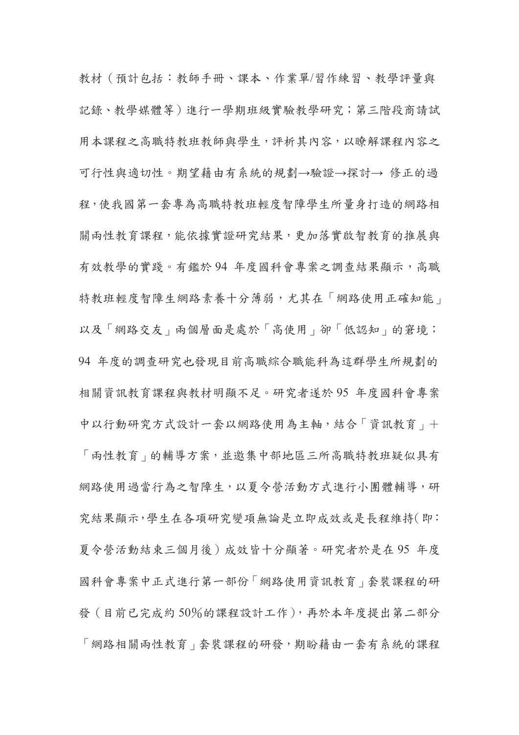教材（預計包括：教師手冊、課本、作業單/習作練習、教學評量與記錄、教學媒體等）進行一學期班級實驗教學研究；第三階段商請試用本課程之高職特教班教師與學生，評析其內容，以瞭解課程內容之可行性與適切性。期望藉由有系統的規劃→驗證→探討→ 修正的過程，使我國第一套專為高職特教班輕度智障學生所量身打造的網路相關兩性教育課程，能依據實證研究結果，更加落實啟智教育的推展與有效教學的實踐。有鑑於 94 年度國科會專案之調查結果顯示，高職特教班輕度智障生網路素養十分薄弱，尤其在「網路使用正確知能」以及「網路交友」兩個層面是處於「高使用」卻「低認知」的窘境；94 年度的調查研究也發現目前高職綜合職能科為這群學生所規劃的相關資訊教育課程與教材明顯不足。研究者遂於 95 年度國科會專案中以行動研究方式設計一套以網路使用為主軸，結合「資訊教育」＋「兩性教育」的輔導方案，並邀集中部地區三所高職特教班疑似具有網路使用過當行為之智障生，以夏令營活動方式進行小團體輔導，研究結果顯示，學生在各項研究變項無論是立即成效或是長程維持（即：夏令營活動結束三個月後）成效皆十分顯著。研究者於是在 95 年度國科會專案中正式進行第一部份「網路使用資訊教育」套裝課程的研發（目前已完成約 50％的課程設計工作），再於本年度提出第二部分「網路相關兩性教育」套裝課程的研發，期盼藉由一套有系統的課程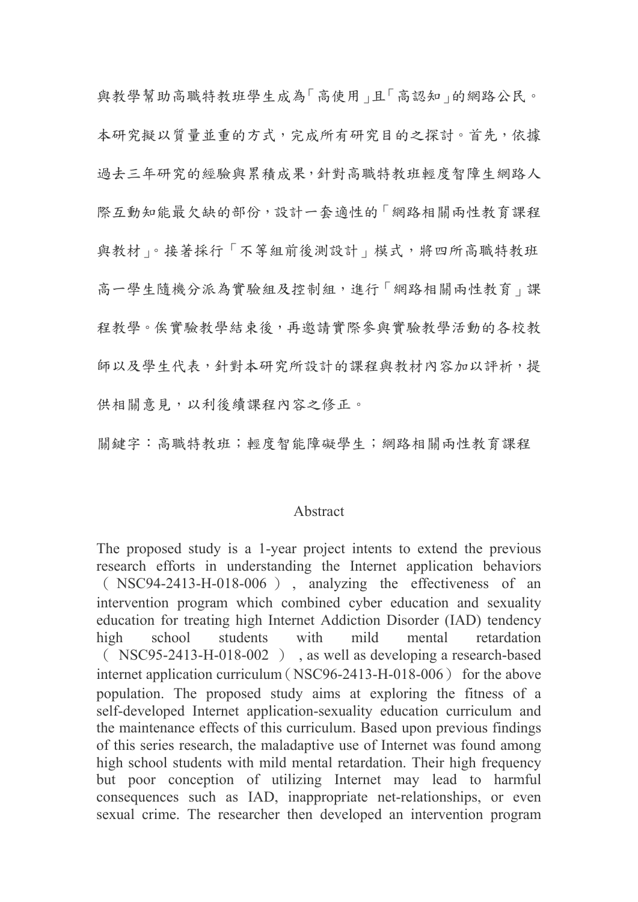與教學幫助高職特教班學生成為「高使用」且「高認知」的網路公民。本研究擬以質量並重的方式，完成所有研究目的之探討。首先，依據過去三年研究的經驗與累積成果，針對高職特教班輕度智障生網路人際互動知能最欠缺的部份，設計一套適性的「網路相關兩性教育課程與教材」。接著採行「不等組前後測設計」模式，將四所高職特教班高一學生隨機分派為實驗組及控制組，進行「網路相關兩性教育」課程教學。俟實驗教學結束後，再邀請實際參與實驗教學活動的各校教師以及學生代表，針對本研究所設計的課程與教材內容加以評析，提供相關意見，以利後續課程內容之修正。

關鍵字：高職特教班；輕度智能障礙學生；網路相關兩性教育課程

## Abstract

The proposed study is a 1-year project intents to extend the previous research efforts in understanding the Internet application behaviors （NSC94-2413-H-018-006）, analyzing the effectiveness of an intervention program which combined cyber education and sexuality education for treating high Internet Addiction Disorder (IAD) tendency high school students with mild mental retardation （NSC95-2413-H-018-002）, as well as developing a research-based internet application curriculum（NSC96-2413-H-018-006） for the above population. The proposed study aims at exploring the fitness of a self-developed Internet application-sexuality education curriculum and the maintenance effects of this curriculum. Based upon previous findings of this series research, the maladaptive use of Internet was found among high school students with mild mental retardation. Their high frequency but poor conception of utilizing Internet may lead to harmful consequences such as IAD, inappropriate net-relationships, or even sexual crime. The researcher then developed an intervention program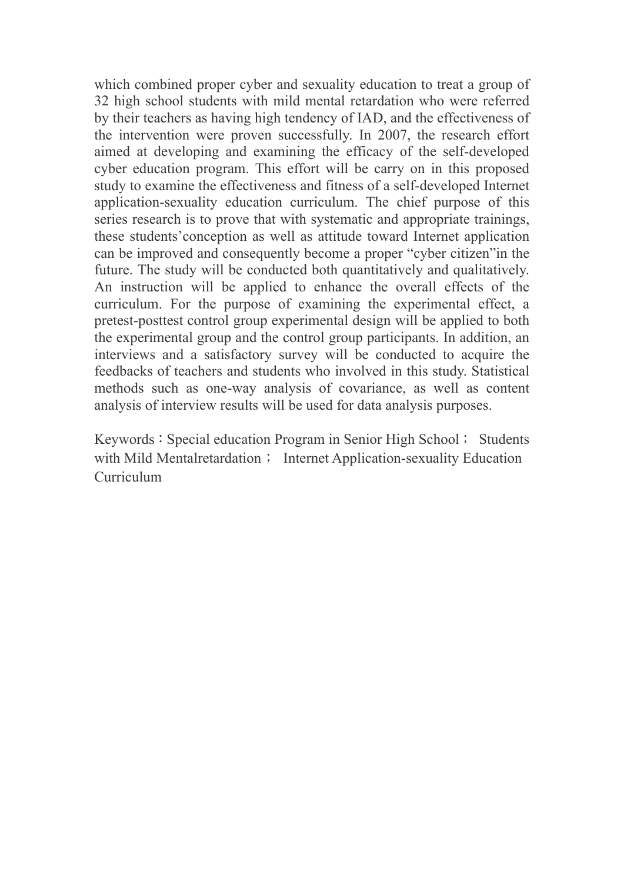which combined proper cyber and sexuality education to treat a group of 32 high school students with mild mental retardation who were referred by their teachers as having high tendency of IAD, and the effectiveness of the intervention were proven successfully. In 2007, the research effort aimed at developing and examining the efficacy of the self-developed cyber education program. This effort will be carry on in this proposed study to examine the effectiveness and fitness of a self-developed Internet application-sexuality education curriculum. The chief purpose of this series research is to prove that with systematic and appropriate trainings, these students'conception as well as attitude toward Internet application can be improved and consequently become a proper "cyber citizen"in the future. The study will be conducted both quantitatively and qualitatively. An instruction will be applied to enhance the overall effects of the curriculum. For the purpose of examining the experimental effect, a pretest-posttest control group experimental design will be applied to both the experimental group and the control group participants. In addition, an interviews and a satisfactory survey will be conducted to acquire the feedbacks of teachers and students who involved in this study. Statistical methods such as one-way analysis of covariance, as well as content analysis of interview results will be used for data analysis purposes.

Keywords：Special education Program in Senior High School； Students with Mild Mentalretardation； Internet Application-sexuality Education Curriculum